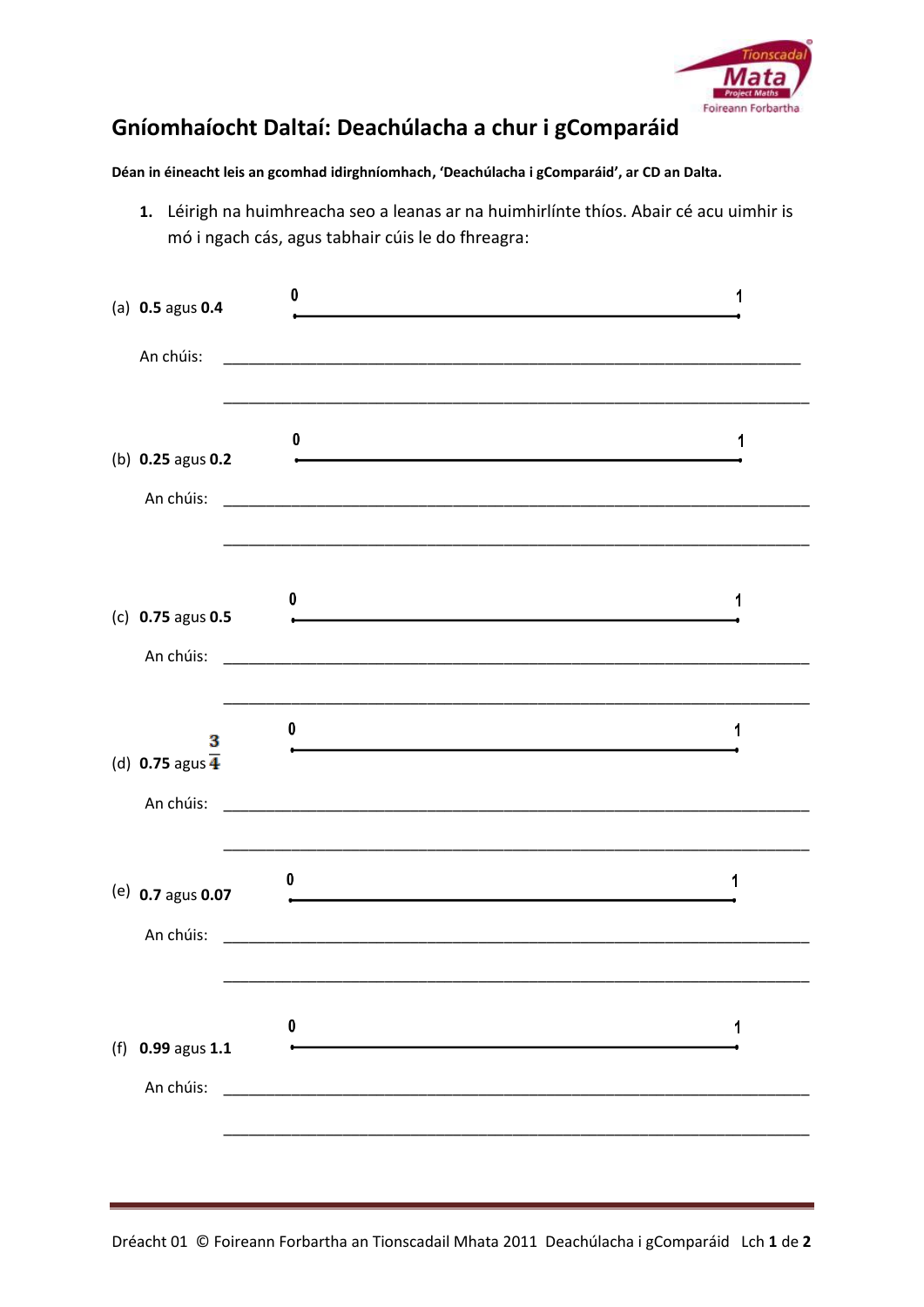# Gníomhaíocht Daltaí: Deachúlacha a chur i gComparáid

**Déan in éineacht leis an gcomhad idirghníomhach, 'Deachúlacha i gComparáid', ar CD an Dalta.**

1. Léirigh na huimhreacha seo a leanas ar na huimhirlínte thíos. Abair cé acu uimhir is mó i ngach cás, agus tabhair cúis le do fhreagra:

(a) **0.5** agus **0.4**  0 ———————————— 1

An chúis: ____________________________________________

____________________________________________

(b) **0.25** agus **0.2**  0 ———————————— 1

An chúis: ____________________________________________

____________________________________________

(c) **0.75** agus **0.5**  0 ———————————— 1

An chúis: ____________________________________________

____________________________________________

(d) **0.75** agus $\frac{3}{4}$  0 ———————————— 1

An chúis: ____________________________________________

____________________________________________

(e) **0.7** agus **0.07**  0 ———————————— 1

An chúis: ____________________________________________

____________________________________________

(f) **0.99** agus **1.1**  0 ———————————— 1

An chúis: ____________________________________________

____________________________________________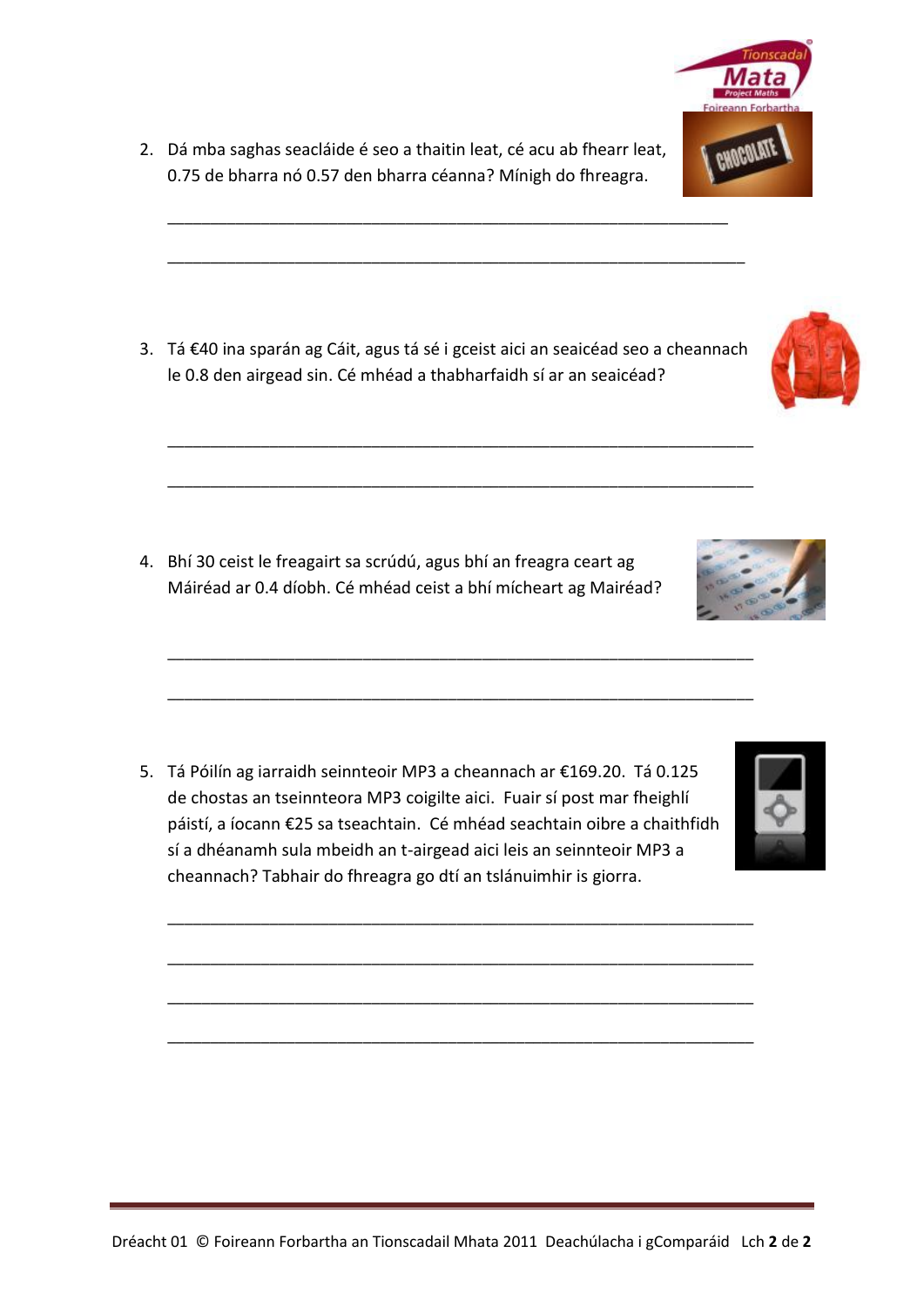2. Dá mba saghas seacláide é seo a thaitin leat, cé acu ab fhearr leat, 0.75 de bharra nó 0.57 den bharra céanna? Mínigh do fhreagra.

_______________________________________________________________

_______________________________________________________________

3. Tá €40 ina sparán ag Cáit, agus tá sé i gceist aici an seaicéad seo a cheannach le 0.8 den airgead sin. Cé mhéad a thabharfaidh sí ar an seaicéad?

_______________________________________________________________

_______________________________________________________________

4. Bhí 30 ceist le freagairt sa scrúdú, agus bhí an freagra ceart ag Máiréad ar 0.4 díobh. Cé mhéad ceist a bhí mícheart ag Mairéad?

_______________________________________________________________

_______________________________________________________________

5. Tá Póilín ag iarraidh seinnteoir MP3 a cheannach ar €169.20. Tá 0.125 de chostas an tseinnteora MP3 coigilte aici. Fuair sí post mar fheighlí páistí, a íocann €25 sa tseachtain. Cé mhéad seachtain oibre a chaithfidh sí a dhéanamh sula mbeidh an t-airgead aici leis an seinnteoir MP3 a cheannach? Tabhair do fhreagra go dtí an tslánuimhir is giorra.

_______________________________________________________________

_______________________________________________________________

_______________________________________________________________

_______________________________________________________________